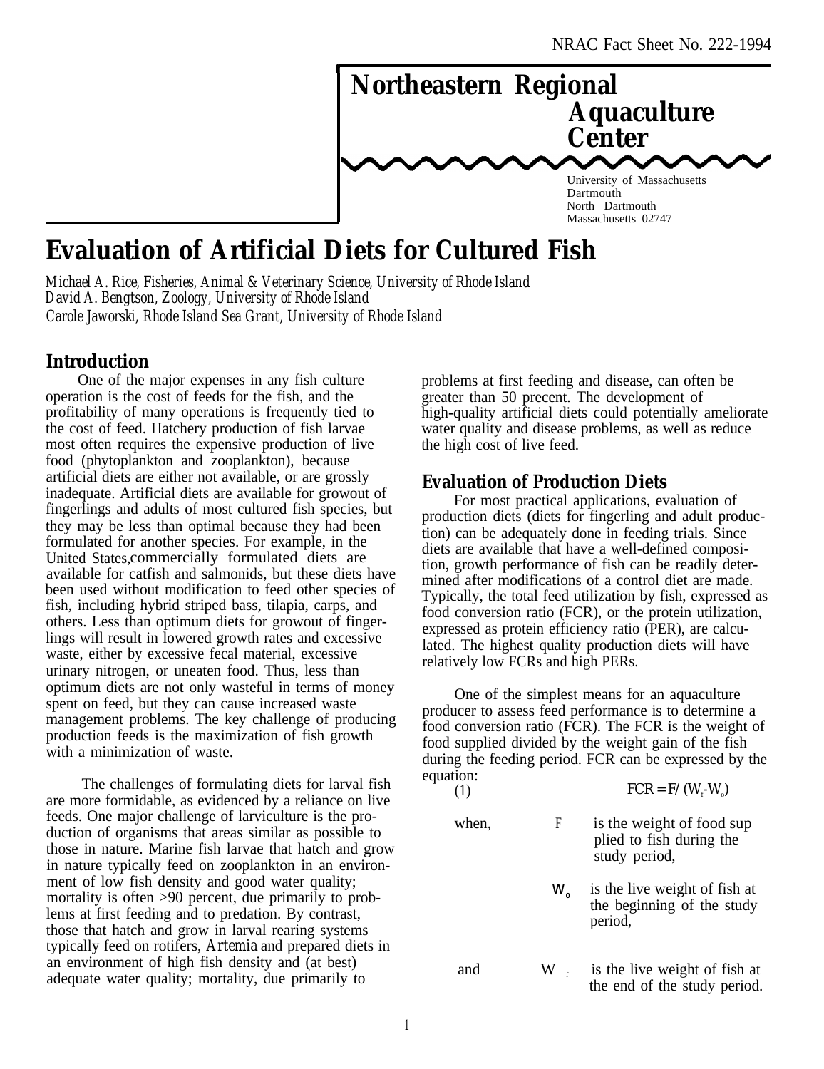NRAC Fact Sheet No. 222-1994

# Northeastern Regional Aquaculture Center

University of Massachusetts Dartmouth
North Dartmouth
Massachusetts 02747

# Evaluation of Artificial Diets for Cultured Fish

*Michael A. Rice, Fisheries, Animal & Veterinary Science, University of Rhode Island*
*David A. Bengtson, Zoology, University of Rhode Island*
*Carole Jaworski, Rhode Island Sea Grant, University of Rhode Island*

## Introduction

One of the major expenses in any fish culture operation is the cost of feeds for the fish, and the profitability of many operations is frequently tied to the cost of feed. Hatchery production of fish larvae most often requires the expensive production of live food (phytoplankton and zooplankton), because artificial diets are either not available, or are grossly inadequate. Artificial diets are available for growout of fingerlings and adults of most cultured fish species, but they may be less than optimal because they had been formulated for another species. For example, in the United States,commercially formulated diets are available for catfish and salmonids, but these diets have been used without modification to feed other species of fish, including hybrid striped bass, tilapia, carps, and others. Less than optimum diets for growout of fingerlings will result in lowered growth rates and excessive waste, either by excessive fecal material, excessive urinary nitrogen, or uneaten food. Thus, less than optimum diets are not only wasteful in terms of money spent on feed, but they can cause increased waste management problems. The key challenge of producing production feeds is the maximization of fish growth with a minimization of waste.

The challenges of formulating diets for larval fish are more formidable, as evidenced by a reliance on live feeds. One major challenge of larviculture is the production of organisms that areas similar as possible to those in nature. Marine fish larvae that hatch and grow in nature typically feed on zooplankton in an environment of low fish density and good water quality; mortality is often >90 percent, due primarily to problems at first feeding and to predation. By contrast, those that hatch and grow in larval rearing systems typically feed on rotifers, *Artemia* and prepared diets in an environment of high fish density and (at best) adequate water quality; mortality, due primarily to problems at first feeding and disease, can often be greater than 50 precent. The development of high-quality artificial diets could potentially ameliorate water quality and disease problems, as well as reduce the high cost of live feed.

## Evaluation of Production Diets

For most practical applications, evaluation of production diets (diets for fingerling and adult production) can be adequately done in feeding trials. Since diets are available that have a well-defined composition, growth performance of fish can be readily determined after modifications of a control diet are made. Typically, the total feed utilization by fish, expressed as food conversion ratio (FCR), or the protein utilization, expressed as protein efficiency ratio (PER), are calculated. The highest quality production diets will have relatively low FCRs and high PERs.

One of the simplest means for an aquaculture producer to assess feed performance is to determine a food conversion ratio (FCR). The FCR is the weight of food supplied divided by the weight gain of the fish during the feeding period. FCR can be expressed by the equation:

$$FCR = F/(W_f - W_o) \quad (1)$$

when, $F$ is the weight of food supplied to fish during the study period,

$W_o$ is the live weight of fish at the beginning of the study period,

and $W_f$ is the live weight of fish at the end of the study period.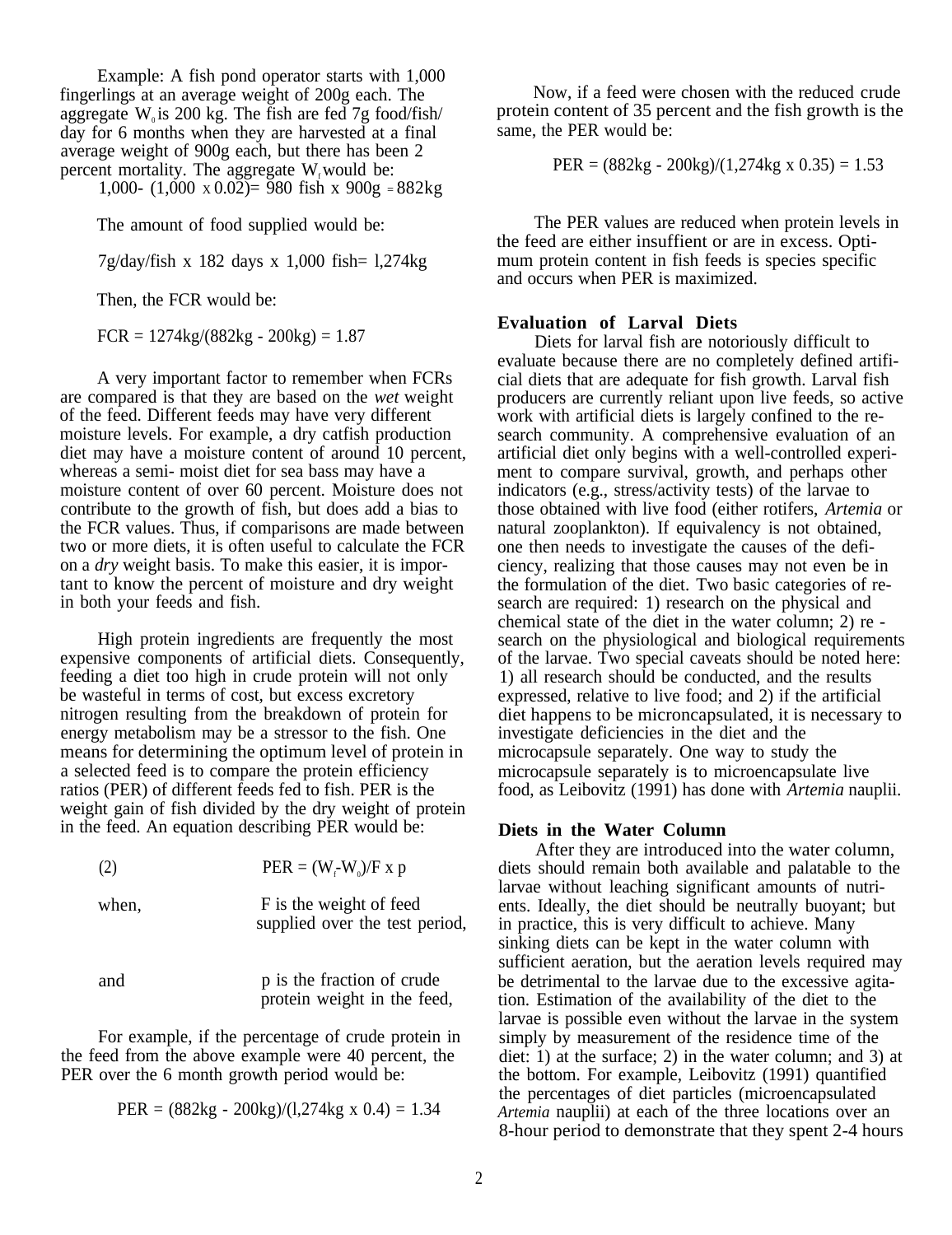Example: A fish pond operator starts with 1,000 fingerlings at an average weight of 200g each. The aggregate $W_0$ is 200 kg. The fish are fed 7g food/fish/day for 6 months when they are harvested at a final average weight of 900g each, but there has been 2 percent mortality. The aggregate $W_f$ would be:

1,000- (1,000 x 0.02)= 980 fish x 900g = 882kg

The amount of food supplied would be:

7g/day/fish x 182 days x 1,000 fish= l,274kg

Then, the FCR would be:

FCR = 1274kg/(882kg - 200kg) = 1.87

A very important factor to remember when FCRs are compared is that they are based on the *wet* weight of the feed. Different feeds may have very different moisture levels. For example, a dry catfish production diet may have a moisture content of around 10 percent, whereas a semi- moist diet for sea bass may have a moisture content of over 60 percent. Moisture does not contribute to the growth of fish, but does add a bias to the FCR values. Thus, if comparisons are made between two or more diets, it is often useful to calculate the FCR on a *dry* weight basis. To make this easier, it is important to know the percent of moisture and dry weight in both your feeds and fish.

High protein ingredients are frequently the most expensive components of artificial diets. Consequently, feeding a diet too high in crude protein will not only be wasteful in terms of cost, but excess excretory nitrogen resulting from the breakdown of protein for energy metabolism may be a stressor to the fish. One means for determining the optimum level of protein in a selected feed is to compare the protein efficiency ratios (PER) of different feeds fed to fish. PER is the weight gain of fish divided by the dry weight of protein in the feed. An equation describing PER would be:

(2) $$PER = (W_f-W_0)/F \times p$$

when, F is the weight of feed supplied over the test period,

and p is the fraction of crude protein weight in the feed,

For example, if the percentage of crude protein in the feed from the above example were 40 percent, the PER over the 6 month growth period would be:

PER = (882kg - 200kg)/(l,274kg x 0.4) = 1.34

Now, if a feed were chosen with the reduced crude protein content of 35 percent and the fish growth is the same, the PER would be:

PER = (882kg - 200kg)/(1,274kg x 0.35) = 1.53

The PER values are reduced when protein levels in the feed are either insuffient or are in excess. Optimum protein content in fish feeds is species specific and occurs when PER is maximized.

## Evaluation of Larval Diets

Diets for larval fish are notoriously difficult to evaluate because there are no completely defined artificial diets that are adequate for fish growth. Larval fish producers are currently reliant upon live feeds, so active work with artificial diets is largely confined to the research community. A comprehensive evaluation of an artificial diet only begins with a well-controlled experiment to compare survival, growth, and perhaps other indicators (e.g., stress/activity tests) of the larvae to those obtained with live food (either rotifers, *Artemia* or natural zooplankton). If equivalency is not obtained, one then needs to investigate the causes of the deficiency, realizing that those causes may not even be in the formulation of the diet. Two basic categories of research are required: 1) research on the physical and chemical state of the diet in the water column; 2) research on the physiological and biological requirements of the larvae. Two special caveats should be noted here: 1) all research should be conducted, and the results expressed, relative to live food; and 2) if the artificial diet happens to be micronçapsulated, it is necessary to investigate deficiencies in the diet and the microcapsule separately. One way to study the microcapsule separately is to microencapsulate live food, as Leibovitz (1991) has done with *Artemia* nauplii.

## Diets in the Water Column

After they are introduced into the water column, diets should remain both available and palatable to the larvae without leaching significant amounts of nutrients. Ideally, the diet should be neutrally buoyant; but in practice, this is very difficult to achieve. Many sinking diets can be kept in the water column with sufficient aeration, but the aeration levels required may be detrimental to the larvae due to the excessive agitation. Estimation of the availability of the diet to the larvae is possible even without the larvae in the system simply by measurement of the residence time of the diet: 1) at the surface; 2) in the water column; and 3) at the bottom. For example, Leibovitz (1991) quantified the percentages of diet particles (microencapsulated *Artemia* nauplii) at each of the three locations over an 8-hour period to demonstrate that they spent 2-4 hours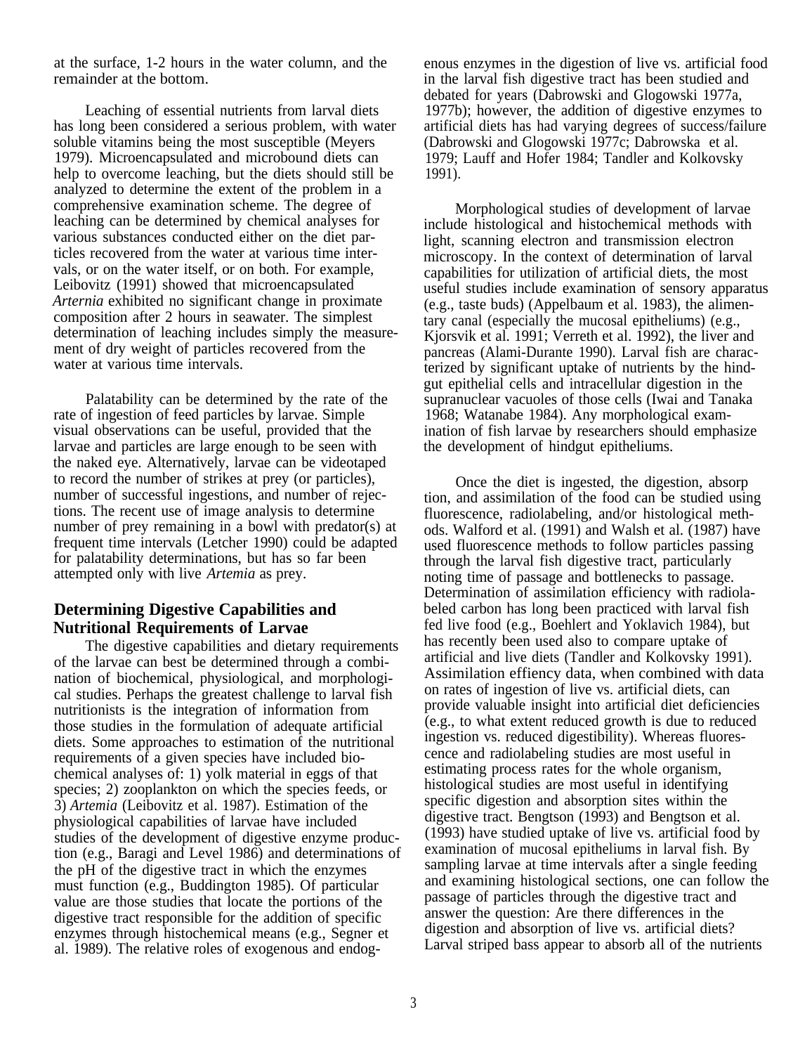at the surface, 1-2 hours in the water column, and the remainder at the bottom.

Leaching of essential nutrients from larval diets has long been considered a serious problem, with water soluble vitamins being the most susceptible (Meyers 1979). Microencapsulated and microbound diets can help to overcome leaching, but the diets should still be analyzed to determine the extent of the problem in a comprehensive examination scheme. The degree of leaching can be determined by chemical analyses for various substances conducted either on the diet particles recovered from the water at various time intervals, or on the water itself, or on both. For example, Leibovitz (1991) showed that microencapsulated *Arternia* exhibited no significant change in proximate composition after 2 hours in seawater. The simplest determination of leaching includes simply the measurement of dry weight of particles recovered from the water at various time intervals.

Palatability can be determined by the rate of the rate of ingestion of feed particles by larvae. Simple visual observations can be useful, provided that the larvae and particles are large enough to be seen with the naked eye. Alternatively, larvae can be videotaped to record the number of strikes at prey (or particles), number of successful ingestions, and number of rejections. The recent use of image analysis to determine number of prey remaining in a bowl with predator(s) at frequent time intervals (Letcher 1990) could be adapted for palatability determinations, but has so far been attempted only with live *Artemia* as prey.

## Determining Digestive Capabilities and Nutritional Requirements of Larvae

The digestive capabilities and dietary requirements of the larvae can best be determined through a combination of biochemical, physiological, and morphological studies. Perhaps the greatest challenge to larval fish nutritionists is the integration of information from those studies in the formulation of adequate artificial diets. Some approaches to estimation of the nutritional requirements of a given species have included biochemical analyses of: 1) yolk material in eggs of that species; 2) zooplankton on which the species feeds, or 3) *Artemia* (Leibovitz et al. 1987). Estimation of the physiological capabilities of larvae have included studies of the development of digestive enzyme production (e.g., Baragi and Level 1986) and determinations of the pH of the digestive tract in which the enzymes must function (e.g., Buddington 1985). Of particular value are those studies that locate the portions of the digestive tract responsible for the addition of specific enzymes through histochemical means (e.g., Segner et al. 1989). The relative roles of exogenous and endogenous enzymes in the digestion of live vs. artificial food in the larval fish digestive tract has been studied and debated for years (Dabrowski and Glogowski 1977a, 1977b); however, the addition of digestive enzymes to artificial diets has had varying degrees of success/failure (Dabrowski and Glogowski 1977c; Dabrowska et al. 1979; Lauff and Hofer 1984; Tandler and Kolkovsky 1991).

Morphological studies of development of larvae include histological and histochemical methods with light, scanning electron and transmission electron microscopy. In the context of determination of larval capabilities for utilization of artificial diets, the most useful studies include examination of sensory apparatus (e.g., taste buds) (Appelbaum et al. 1983), the alimentary canal (especially the mucosal epitheliums) (e.g., Kjorsvik et al. 1991; Verreth et al. 1992), the liver and pancreas (Alami-Durante 1990). Larval fish are characterized by significant uptake of nutrients by the hindgut epithelial cells and intracellular digestion in the supranuclear vacuoles of those cells (Iwai and Tanaka 1968; Watanabe 1984). Any morphological examination of fish larvae by researchers should emphasize the development of hindgut epitheliums.

Once the diet is ingested, the digestion, absorption, and assimilation of the food can be studied using fluorescence, radiolabeling, and/or histological methods. Walford et al. (1991) and Walsh et al. (1987) have used fluorescence methods to follow particles passing through the larval fish digestive tract, particularly noting time of passage and bottlenecks to passage. Determination of assimilation efficiency with radiolabeled carbon has long been practiced with larval fish fed live food (e.g., Boehlert and Yoklavich 1984), but has recently been used also to compare uptake of artificial and live diets (Tandler and Kolkovsky 1991). Assimilation effiency data, when combined with data on rates of ingestion of live vs. artificial diets, can provide valuable insight into artificial diet deficiencies (e.g., to what extent reduced growth is due to reduced ingestion vs. reduced digestibility). Whereas fluorescence and radiolabeling studies are most useful in estimating process rates for the whole organism, histological studies are most useful in identifying specific digestion and absorption sites within the digestive tract. Bengtson (1993) and Bengtson et al. (1993) have studied uptake of live vs. artificial food by examination of mucosal epitheliums in larval fish. By sampling larvae at time intervals after a single feeding and examining histological sections, one can follow the passage of particles through the digestive tract and answer the question: Are there differences in the digestion and absorption of live vs. artificial diets? Larval striped bass appear to absorb all of the nutrients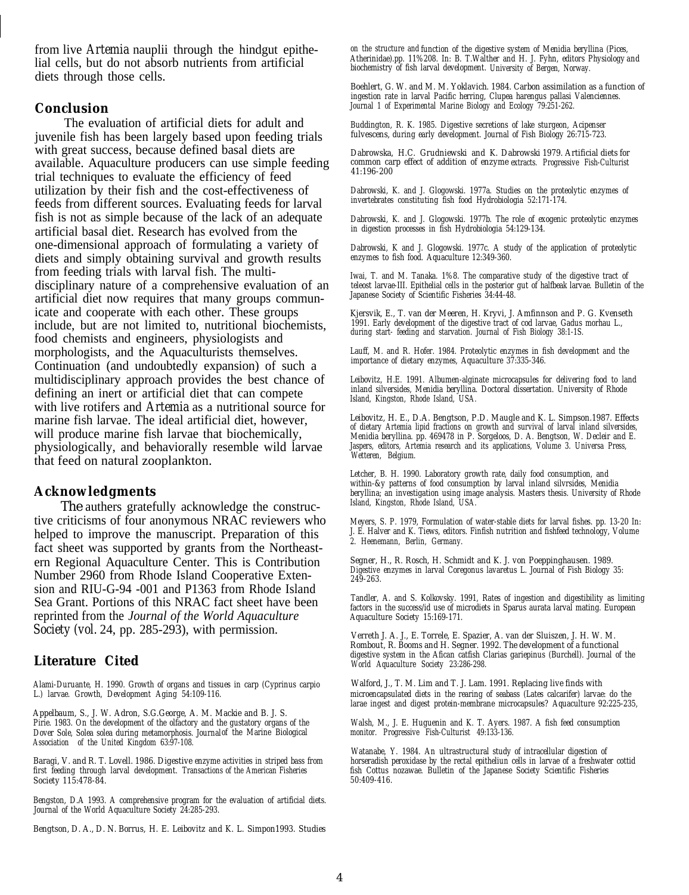from live *Artemia* nauplii through the hindgut epithelial cells, but do not absorb nutrients from artificial diets through those cells.

## Conclusion

The evaluation of artificial diets for adult and juvenile fish has been largely based upon feeding trials with great success, because defined basal diets are available. Aquaculture producers can use simple feeding trial techniques to evaluate the efficiency of feed utilization by their fish and the cost-effectiveness of feeds from different sources. Evaluating feeds for larval fish is not as simple because of the lack of an adequate artificial basal diet. Research has evolved from the one-dimensional approach of formulating a variety of diets and simply obtaining survival and growth results from feeding trials with larval fish. The multidisciplinary nature of a comprehensive evaluation of an artificial diet now requires that many groups communicate and cooperate with each other. These groups include, but are not limited to, nutritional biochemists, food chemists and engineers, physiologists and morphologists, and the Aquaculturists themselves. Continuation (and undoubtedly expansion) of such a multidisciplinary approach provides the best chance of defining an inert or artificial diet that can compete with live rotifers and *Artemia* as a nutritional source for marine fish larvae. The ideal artificial diet, however, will produce marine fish larvae that biochemically, physiologically, and behaviorally resemble wild larvae that feed on natural zooplankton.

## Acknowledgments

The authors gratefully acknowledge the constructive criticisms of four anonymous NRAC reviewers who helped to improve the manuscript. Preparation of this fact sheet was supported by grants from the Northeastern Regional Aquaculture Center. This is Contribution Number 2960 from Rhode Island Cooperative Extension and RIU-G-94 -001 and P1363 from Rhode Island Sea Grant. Portions of this NRAC fact sheet have been reprinted from the *Journal of the World Aquaculture Society* (vol. 24, pp. 285-293), with permission.

## Literature Cited

Alami-Duruante, H. 1990. Growth of organs and tissues in carp (Cyprinus carpio L.) larvae. Growth, Development Aging 54:109-116.

Appelbaum, S., J. W. Adron, S.G.George, A. M. Mackie and B. J. S. Pirie. 1983. On the development of the olfactory and the gustatory organs of the Dover Sole, Solea solea during metamorphosis. Journalof the Marine Biological Association of the United Kingdom 63:97-108.

Baragi, V. and R. T. Lovell. 1986. Digestive enzyme activities in striped bass from first feeding through larval development. Transactions of the American Fisheries Society 115:478-84.

Bengston, D.A 1993. A comprehensive program for the evaluation of artificial diets. Journal of the World Aquaculture Society 24:285-293.

Bengtson, D. A., D. N. Borrus, H. E. Leibovitz and K. L. Simpon1993. Studies on the structure and function of the digestive system of Menidia beryllina (Pices, Atherinidae).pp. 11%208. In: B. T.Walther and H. J. Fyhn, editors Physiology and biochemistry of fish larval development. University of Bergen, Norway.

Boehlert, G. W. and M. M. Yoklavich. 1984. Carbon assimilation as a function of ingestion rate in larval Pacific herring, Clupea harengus pallasi Valenciennes. Journal 1 of Experimental Marine Biology and Ecology 79:251-262.

Buddington, R. K. 1985. Digestive secretions of lake sturgeon, Acipenser fulvescens, during early development. Journal of Fish Biology 26:715-723.

Dabrowska, H.C. Grudniewski and K. Dabrowski 1979. Artificial diets for common carp effect of addition of enzyme extracts. Progressive Fish-Culturist 41:196-200

Dabrowski, K. and J. Glogowski. 1977a. Studies on the proteolytic enzymes of invertebrates constituting fish food Hydrobiologia 52:171-174.

Dabrowski, K. and J. Glogowski. 1977b. The role of exogenic proteolytic enzymes in digestion processes in fish Hydrobiologia 54:129-134.

Dabrowski, K and J. Glogowski. 1977c. A study of the application of proteolytic enzymes to fish food. Aquaculture 12:349-360.

Iwai, T. and M. Tanaka. 1%8. The comparative study of the digestive tract of teleost larvae-III. Epithelial cells in the posterior gut of halfbeak larvae. Bulletin of the Japanese Society of Scientific Fisheries 34:44-48.

Kjersvik, E., T. van der Meeren, H. Kryvi, J. Amfinnson and P. G. Kvenseth 1991. Early development of the digestive tract of cod larvae, Gadus morhau L., during start- feeding and starvation. Journal of Fish Biology 38:1-1S.

Lauff, M. and R. Hofer. 1984. Proteolytic enzymes in fish development and the importance of dietary enzymes, Aquaculture 37:335-346.

Leibovitz, H.E. 1991. Albumen-alginate microcapsules for delivering food to land inland silversides, Menidia beryllina. Doctoral dissertation. University of Rhode Island, Kingston, Rhode Island, USA.

Leibovitz, H. E., D.A. Bengtson, P.D. Maugle and K. L. Simpson.1987. Effects of dietary Artemia lipid fractions on growth and survival of larval inland silversides, Menidia beryllina. pp. 469478 in P. Sorgeloos, D. A. Bengtson, W. Decleir and E. Jaspers, editors, Artemia research and its applications, Volume 3. Universa Press, Wetteren, Belgium.

Letcher, B. H. 1990. Laboratory growth rate, daily food consumption, and within-&y patterns of food consumption by larval inland silvrsides, Menidia beryllina; an investigation using image analysis. Masters thesis. University of Rhode Island, Kingston, Rhode Island, USA.

Meyers, S. P. 1979, Formulation of water-stable diets for larval fishes. pp. 13-20 In: J. E. Halver and K. Tiews, editors. Finfish nutrition and fishfeed technology, Volume 2. Heenemann, Berlin, Germany.

Segner, H., R. Rosch, H. Schmidt and K. J. von Poeppinghausen. 1989. Digestive enzymes in larval Coregonus lavaretus L. Journal of Fish Biology 35: 249-263.

Tandler, A. and S. Kolkovsky. 1991, Rates of ingestion and digestibility as limiting factors in the success/id use of microdiets in Sparus aurata larval mating. European Aquaculture Society 15:169-171.

Verreth J. A. J., E. Torrele, E. Spazier, A. van der Sluiszen, J. H. W. M. Rombout, R. Booms and H. Segner. 1992. The development of a functional digestive system in the Afican catfish Clarias gariepinus (Burchell). Journal of the World Aquaculture Society 23:286-298.

Walford, J., T. M. Lim and T. J. Lam. 1991. Replacing live finds with microencapsulated diets in the rearing of seabass (Lates calcarifer) larvae: do the larae ingest and digest protein-membrane microcapsules? Aquaculture 92:225-235,

Walsh, M., J. E. Huguenin and K. T. Ayers. 1987. A fish feed consumption monitor. Progressive Fish-Culturist 49:133-136.

Watanabe, Y. 1984. An ultrastructural study of intracellular digestion of horseradish peroxidase by the rectal epitheliun cells in larvae of a freshwater cottid fish Cottus nozawae. Bulletin of the Japanese Society Scientific Fisheries 50:409-416.